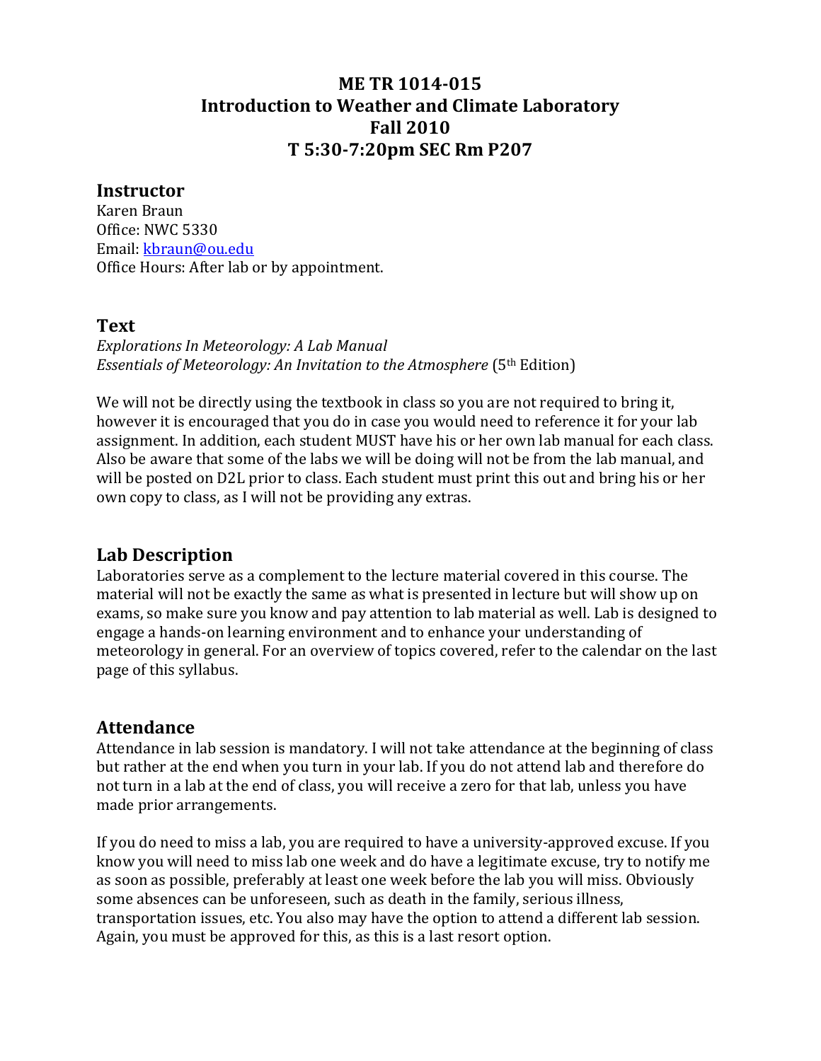# ME TR 1014-015
# Introduction to Weather and Climate Laboratory
# Fall 2010
# T 5:30-7:20pm SEC Rm P207

## Instructor

Karen Braun
Office: NWC 5330
Email: kbraun@ou.edu
Office Hours: After lab or by appointment.

## Text

*Explorations In Meteorology: A Lab Manual*
*Essentials of Meteorology: An Invitation to the Atmosphere* (5th Edition)

We will not be directly using the textbook in class so you are not required to bring it, however it is encouraged that you do in case you would need to reference it for your lab assignment. In addition, each student MUST have his or her own lab manual for each class. Also be aware that some of the labs we will be doing will not be from the lab manual, and will be posted on D2L prior to class. Each student must print this out and bring his or her own copy to class, as I will not be providing any extras.

## Lab Description

Laboratories serve as a complement to the lecture material covered in this course. The material will not be exactly the same as what is presented in lecture but will show up on exams, so make sure you know and pay attention to lab material as well. Lab is designed to engage a hands-on learning environment and to enhance your understanding of meteorology in general. For an overview of topics covered, refer to the calendar on the last page of this syllabus.

## Attendance

Attendance in lab session is mandatory. I will not take attendance at the beginning of class but rather at the end when you turn in your lab. If you do not attend lab and therefore do not turn in a lab at the end of class, you will receive a zero for that lab, unless you have made prior arrangements.

If you do need to miss a lab, you are required to have a university-approved excuse. If you know you will need to miss lab one week and do have a legitimate excuse, try to notify me as soon as possible, preferably at least one week before the lab you will miss. Obviously some absences can be unforeseen, such as death in the family, serious illness, transportation issues, etc. You also may have the option to attend a different lab session. Again, you must be approved for this, as this is a last resort option.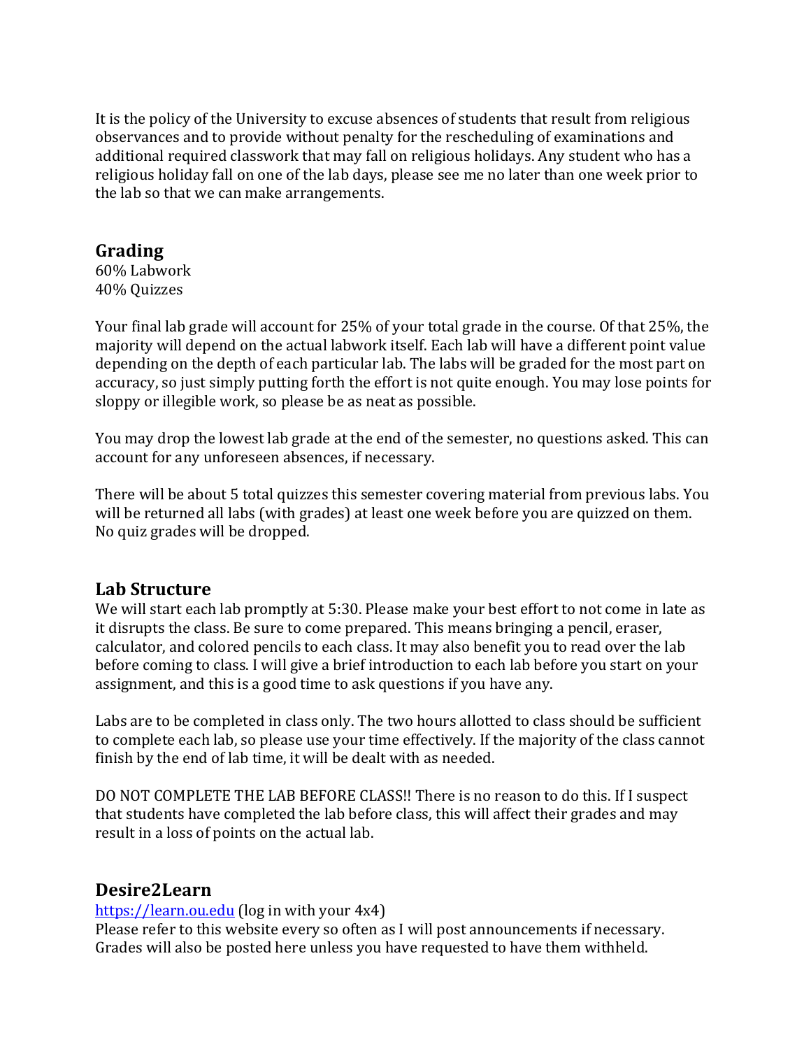It is the policy of the University to excuse absences of students that result from religious observances and to provide without penalty for the rescheduling of examinations and additional required classwork that may fall on religious holidays. Any student who has a religious holiday fall on one of the lab days, please see me no later than one week prior to the lab so that we can make arrangements.

## Grading

60% Labwork
40% Quizzes

Your final lab grade will account for 25% of your total grade in the course. Of that 25%, the majority will depend on the actual labwork itself. Each lab will have a different point value depending on the depth of each particular lab. The labs will be graded for the most part on accuracy, so just simply putting forth the effort is not quite enough. You may lose points for sloppy or illegible work, so please be as neat as possible.

You may drop the lowest lab grade at the end of the semester, no questions asked. This can account for any unforeseen absences, if necessary.

There will be about 5 total quizzes this semester covering material from previous labs. You will be returned all labs (with grades) at least one week before you are quizzed on them. No quiz grades will be dropped.

## Lab Structure

We will start each lab promptly at 5:30. Please make your best effort to not come in late as it disrupts the class. Be sure to come prepared. This means bringing a pencil, eraser, calculator, and colored pencils to each class. It may also benefit you to read over the lab before coming to class. I will give a brief introduction to each lab before you start on your assignment, and this is a good time to ask questions if you have any.

Labs are to be completed in class only. The two hours allotted to class should be sufficient to complete each lab, so please use your time effectively. If the majority of the class cannot finish by the end of lab time, it will be dealt with as needed.

DO NOT COMPLETE THE LAB BEFORE CLASS!! There is no reason to do this. If I suspect that students have completed the lab before class, this will affect their grades and may result in a loss of points on the actual lab.

## Desire2Learn

[https://learn.ou.edu](https://learn.ou.edu) (log in with your 4x4)
Please refer to this website every so often as I will post announcements if necessary. Grades will also be posted here unless you have requested to have them withheld.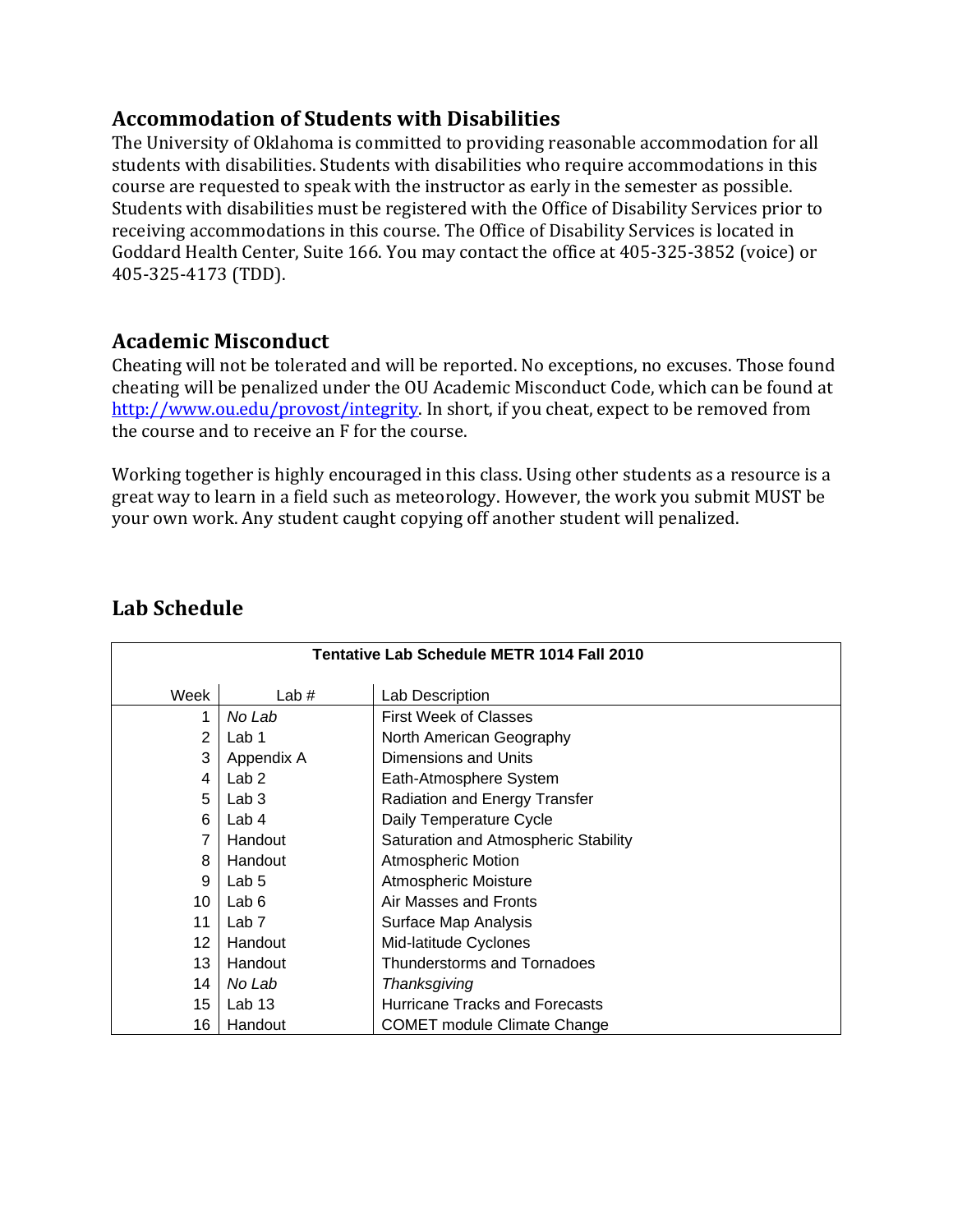## Accommodation of Students with Disabilities

The University of Oklahoma is committed to providing reasonable accommodation for all students with disabilities. Students with disabilities who require accommodations in this course are requested to speak with the instructor as early in the semester as possible. Students with disabilities must be registered with the Office of Disability Services prior to receiving accommodations in this course. The Office of Disability Services is located in Goddard Health Center, Suite 166. You may contact the office at 405-325-3852 (voice) or 405-325-4173 (TDD).

## Academic Misconduct

Cheating will not be tolerated and will be reported. No exceptions, no excuses. Those found cheating will be penalized under the OU Academic Misconduct Code, which can be found at http://www.ou.edu/provost/integrity. In short, if you cheat, expect to be removed from the course and to receive an F for the course.

Working together is highly encouraged in this class. Using other students as a resource is a great way to learn in a field such as meteorology. However, the work you submit MUST be your own work. Any student caught copying off another student will penalized.

## Lab Schedule

**Tentative Lab Schedule METR 1014 Fall 2010**

| Week | Lab # | Lab Description |
|---|---|---|
| 1 | *No Lab* | First Week of Classes |
| 2 | Lab 1 | North American Geography |
| 3 | Appendix A | Dimensions and Units |
| 4 | Lab 2 | Eath-Atmosphere System |
| 5 | Lab 3 | Radiation and Energy Transfer |
| 6 | Lab 4 | Daily Temperature Cycle |
| 7 | Handout | Saturation and Atmospheric Stability |
| 8 | Handout | Atmospheric Motion |
| 9 | Lab 5 | Atmospheric Moisture |
| 10 | Lab 6 | Air Masses and Fronts |
| 11 | Lab 7 | Surface Map Analysis |
| 12 | Handout | Mid-latitude Cyclones |
| 13 | Handout | Thunderstorms and Tornadoes |
| 14 | *No Lab* | *Thanksgiving* |
| 15 | Lab 13 | Hurricane Tracks and Forecasts |
| 16 | Handout | COMET module Climate Change |